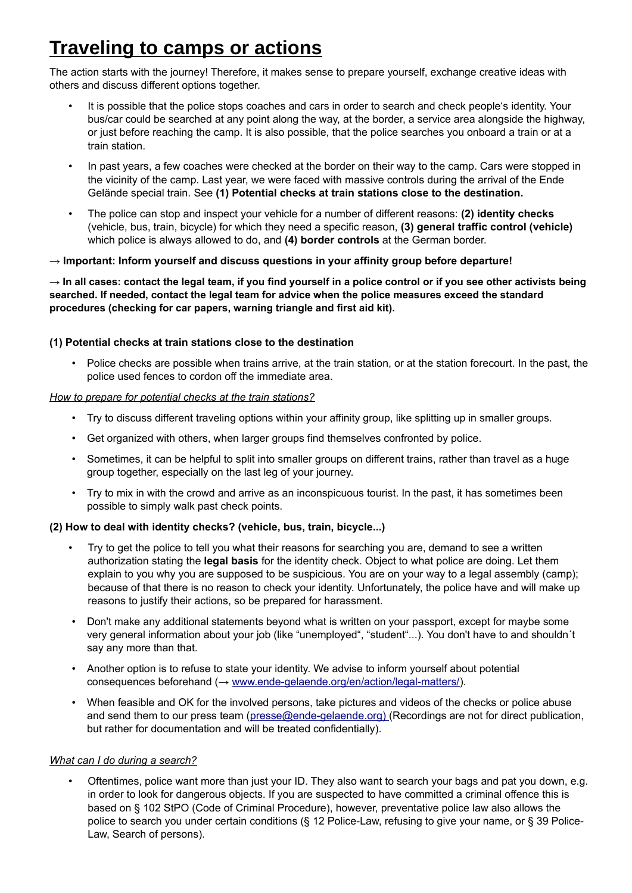# Traveling to camps or actions

The action starts with the journey! Therefore, it makes sense to prepare yourself, exchange creative ideas with others and discuss different options together.

- It is possible that the police stops coaches and cars in order to search and check people's identity. Your bus/car could be searched at any point along the way, at the border, a service area alongside the highway, or just before reaching the camp. It is also possible, that the police searches you onboard a train or at a train station.
- In past years, a few coaches were checked at the border on their way to the camp. Cars were stopped in the vicinity of the camp. Last year, we were faced with massive controls during the arrival of the Ende Gelände special train. See **(1) Potential checks at train stations close to the destination.**
- The police can stop and inspect your vehicle for a number of different reasons: **(2) identity checks** (vehicle, bus, train, bicycle) for which they need a specific reason, **(3) general traffic control (vehicle)** which police is always allowed to do, and **(4) border controls** at the German border.

**→ Important: Inform yourself and discuss questions in your affinity group before departure!**

**→ In all cases: contact the legal team, if you find yourself in a police control or if you see other activists being searched. If needed, contact the legal team for advice when the police measures exceed the standard procedures (checking for car papers, warning triangle and first aid kit).**

**(1) Potential checks at train stations close to the destination**

- Police checks are possible when trains arrive, at the train station, or at the station forecourt. In the past, the police used fences to cordon off the immediate area.

*How to prepare for potential checks at the train stations?*

- Try to discuss different traveling options within your affinity group, like splitting up in smaller groups.
- Get organized with others, when larger groups find themselves confronted by police.
- Sometimes, it can be helpful to split into smaller groups on different trains, rather than travel as a huge group together, especially on the last leg of your journey.
- Try to mix in with the crowd and arrive as an inconspicuous tourist. In the past, it has sometimes been possible to simply walk past check points.

**(2) How to deal with identity checks? (vehicle, bus, train, bicycle...)**

- Try to get the police to tell you what their reasons for searching you are, demand to see a written authorization stating the **legal basis** for the identity check. Object to what police are doing. Let them explain to you why you are supposed to be suspicious. You are on your way to a legal assembly (camp); because of that there is no reason to check your identity. Unfortunately, the police have and will make up reasons to justify their actions, so be prepared for harassment.
- Don't make any additional statements beyond what is written on your passport, except for maybe some very general information about your job (like "unemployed", "student"...). You don't have to and shouldn´t say any more than that.
- Another option is to refuse to state your identity. We advise to inform yourself about potential consequences beforehand (→ www.ende-gelaende.org/en/action/legal-matters/).
- When feasible and OK for the involved persons, take pictures and videos of the checks or police abuse and send them to our press team (presse@ende-gelaende.org) (Recordings are not for direct publication, but rather for documentation and will be treated confidentially).

*What can I do during a search?*

- Oftentimes, police want more than just your ID. They also want to search your bags and pat you down, e.g. in order to look for dangerous objects. If you are suspected to have committed a criminal offence this is based on § 102 StPO (Code of Criminal Procedure), however, preventative police law also allows the police to search you under certain conditions (§ 12 Police-Law, refusing to give your name, or § 39 Police-Law, Search of persons).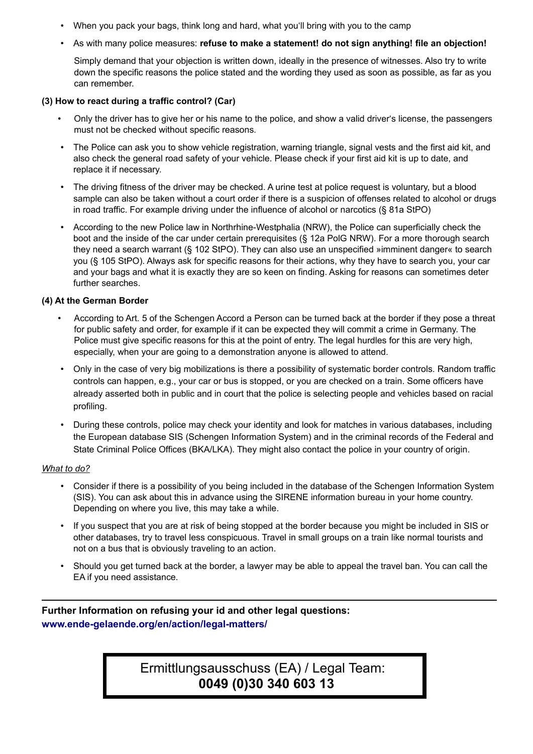- When you pack your bags, think long and hard, what you'll bring with you to the camp
- As with many police measures: **refuse to make a statement! do not sign anything! file an objection!**

  Simply demand that your objection is written down, ideally in the presence of witnesses. Also try to write down the specific reasons the police stated and the wording they used as soon as possible, as far as you can remember.

**(3) How to react during a traffic control? (Car)**

- Only the driver has to give her or his name to the police, and show a valid driver's license, the passengers must not be checked without specific reasons.
- The Police can ask you to show vehicle registration, warning triangle, signal vests and the first aid kit, and also check the general road safety of your vehicle. Please check if your first aid kit is up to date, and replace it if necessary.
- The driving fitness of the driver may be checked. A urine test at police request is voluntary, but a blood sample can also be taken without a court order if there is a suspicion of offenses related to alcohol or drugs in road traffic. For example driving under the influence of alcohol or narcotics (§ 81a StPO)
- According to the new Police law in Northrhine-Westphalia (NRW), the Police can superficially check the boot and the inside of the car under certain prerequisites (§ 12a PolG NRW). For a more thorough search they need a search warrant (§ 102 StPO). They can also use an unspecified »imminent danger« to search you (§ 105 StPO). Always ask for specific reasons for their actions, why they have to search you, your car and your bags and what it is exactly they are so keen on finding. Asking for reasons can sometimes deter further searches.

**(4) At the German Border**

- According to Art. 5 of the Schengen Accord a Person can be turned back at the border if they pose a threat for public safety and order, for example if it can be expected they will commit a crime in Germany. The Police must give specific reasons for this at the point of entry. The legal hurdles for this are very high, especially, when your are going to a demonstration anyone is allowed to attend.
- Only in the case of very big mobilizations is there a possibility of systematic border controls. Random traffic controls can happen, e.g., your car or bus is stopped, or you are checked on a train. Some officers have already asserted both in public and in court that the police is selecting people and vehicles based on racial profiling.
- During these controls, police may check your identity and look for matches in various databases, including the European database SIS (Schengen Information System) and in the criminal records of the Federal and State Criminal Police Offices (BKA/LKA). They might also contact the police in your country of origin.

*What to do?*

- Consider if there is a possibility of you being included in the database of the Schengen Information System (SIS). You can ask about this in advance using the SIRENE information bureau in your home country. Depending on where you live, this may take a while.
- If you suspect that you are at risk of being stopped at the border because you might be included in SIS or other databases, try to travel less conspicuous. Travel in small groups on a train like normal tourists and not on a bus that is obviously traveling to an action.
- Should you get turned back at the border, a lawyer may be able to appeal the travel ban. You can call the EA if you need assistance.

---

**Further Information on refusing your id and other legal questions:**
**www.ende-gelaende.org/en/action/legal-matters/**

Ermittlungsausschuss (EA) / Legal Team:
**0049 (0)30 340 603 13**